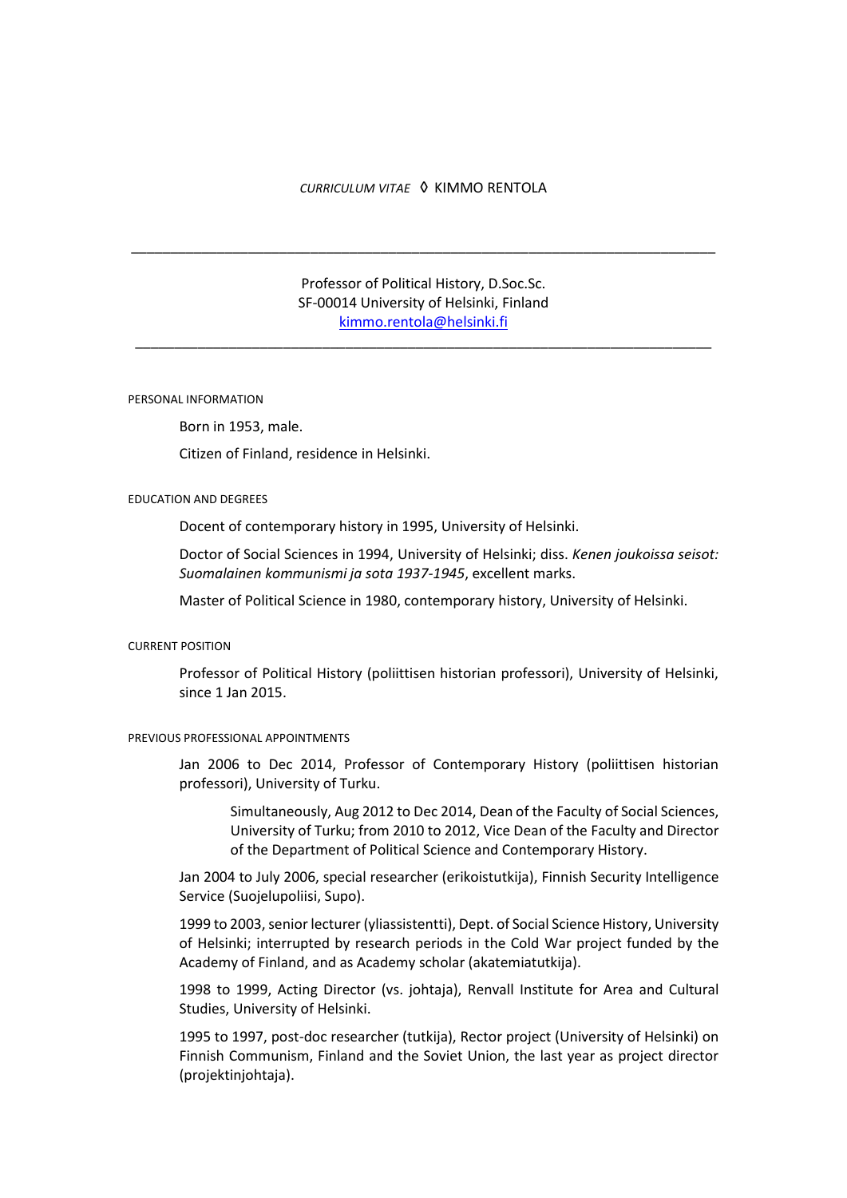*CURRICULUM VITAE* ◊ KIMMO RENTOLA

---

Professor of Political History, D.Soc.Sc.
SF-00014 University of Helsinki, Finland
kimmo.rentola@helsinki.fi

---

## PERSONAL INFORMATION

Born in 1953, male.

Citizen of Finland, residence in Helsinki.

## EDUCATION AND DEGREES

Docent of contemporary history in 1995, University of Helsinki.

Doctor of Social Sciences in 1994, University of Helsinki; diss. *Kenen joukoissa seisot: Suomalainen kommunismi ja sota 1937-1945*, excellent marks.

Master of Political Science in 1980, contemporary history, University of Helsinki.

## CURRENT POSITION

Professor of Political History (poliittisen historian professori), University of Helsinki, since 1 Jan 2015.

## PREVIOUS PROFESSIONAL APPOINTMENTS

Jan 2006 to Dec 2014, Professor of Contemporary History (poliittisen historian professori), University of Turku.

> Simultaneously, Aug 2012 to Dec 2014, Dean of the Faculty of Social Sciences, University of Turku; from 2010 to 2012, Vice Dean of the Faculty and Director of the Department of Political Science and Contemporary History.

Jan 2004 to July 2006, special researcher (erikoistutkija), Finnish Security Intelligence Service (Suojelupoliisi, Supo).

1999 to 2003, senior lecturer (yliassistentti), Dept. of Social Science History, University of Helsinki; interrupted by research periods in the Cold War project funded by the Academy of Finland, and as Academy scholar (akatemiatutkija).

1998 to 1999, Acting Director (vs. johtaja), Renvall Institute for Area and Cultural Studies, University of Helsinki.

1995 to 1997, post-doc researcher (tutkija), Rector project (University of Helsinki) on Finnish Communism, Finland and the Soviet Union, the last year as project director (projektinjohtaja).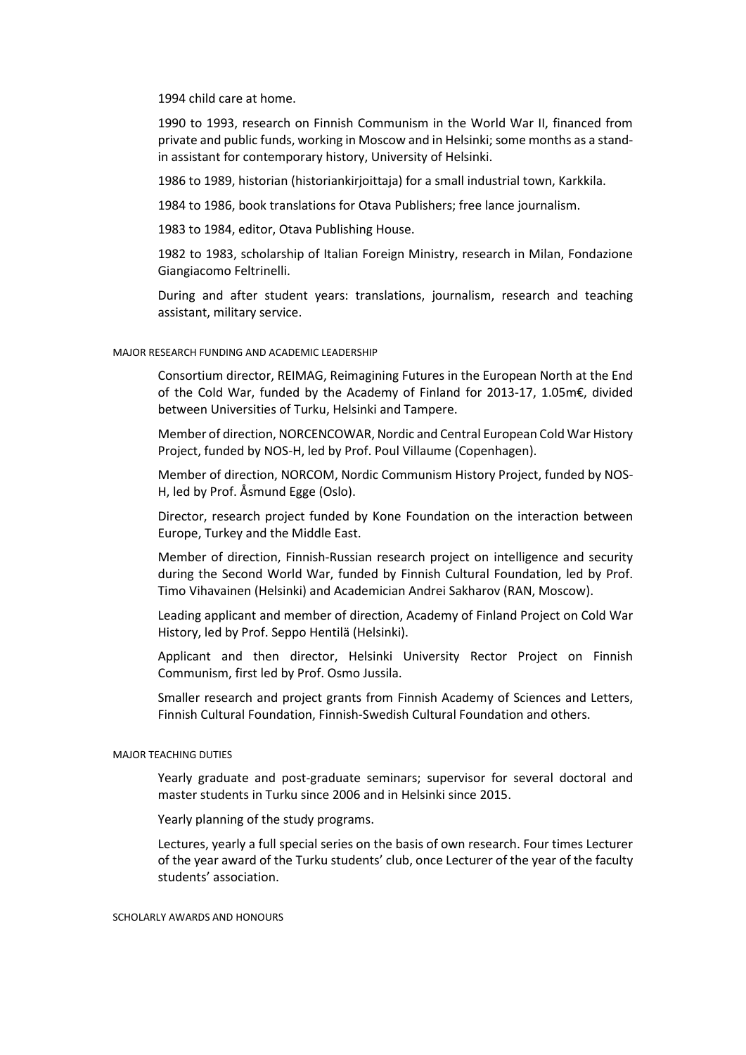1994 child care at home.

1990 to 1993, research on Finnish Communism in the World War II, financed from private and public funds, working in Moscow and in Helsinki; some months as a stand-in assistant for contemporary history, University of Helsinki.

1986 to 1989, historian (historiankirjoittaja) for a small industrial town, Karkkila.

1984 to 1986, book translations for Otava Publishers; free lance journalism.

1983 to 1984, editor, Otava Publishing House.

1982 to 1983, scholarship of Italian Foreign Ministry, research in Milan, Fondazione Giangiacomo Feltrinelli.

During and after student years: translations, journalism, research and teaching assistant, military service.

## MAJOR RESEARCH FUNDING AND ACADEMIC LEADERSHIP

Consortium director, REIMAG, Reimagining Futures in the European North at the End of the Cold War, funded by the Academy of Finland for 2013-17, 1.05m€, divided between Universities of Turku, Helsinki and Tampere.

Member of direction, NORCENCOWAR, Nordic and Central European Cold War History Project, funded by NOS-H, led by Prof. Poul Villaume (Copenhagen).

Member of direction, NORCOM, Nordic Communism History Project, funded by NOS-H, led by Prof. Åsmund Egge (Oslo).

Director, research project funded by Kone Foundation on the interaction between Europe, Turkey and the Middle East.

Member of direction, Finnish-Russian research project on intelligence and security during the Second World War, funded by Finnish Cultural Foundation, led by Prof. Timo Vihavainen (Helsinki) and Academician Andrei Sakharov (RAN, Moscow).

Leading applicant and member of direction, Academy of Finland Project on Cold War History, led by Prof. Seppo Hentilä (Helsinki).

Applicant and then director, Helsinki University Rector Project on Finnish Communism, first led by Prof. Osmo Jussila.

Smaller research and project grants from Finnish Academy of Sciences and Letters, Finnish Cultural Foundation, Finnish-Swedish Cultural Foundation and others.

## MAJOR TEACHING DUTIES

Yearly graduate and post-graduate seminars; supervisor for several doctoral and master students in Turku since 2006 and in Helsinki since 2015.

Yearly planning of the study programs.

Lectures, yearly a full special series on the basis of own research. Four times Lecturer of the year award of the Turku students' club, once Lecturer of the year of the faculty students' association.

## SCHOLARLY AWARDS AND HONOURS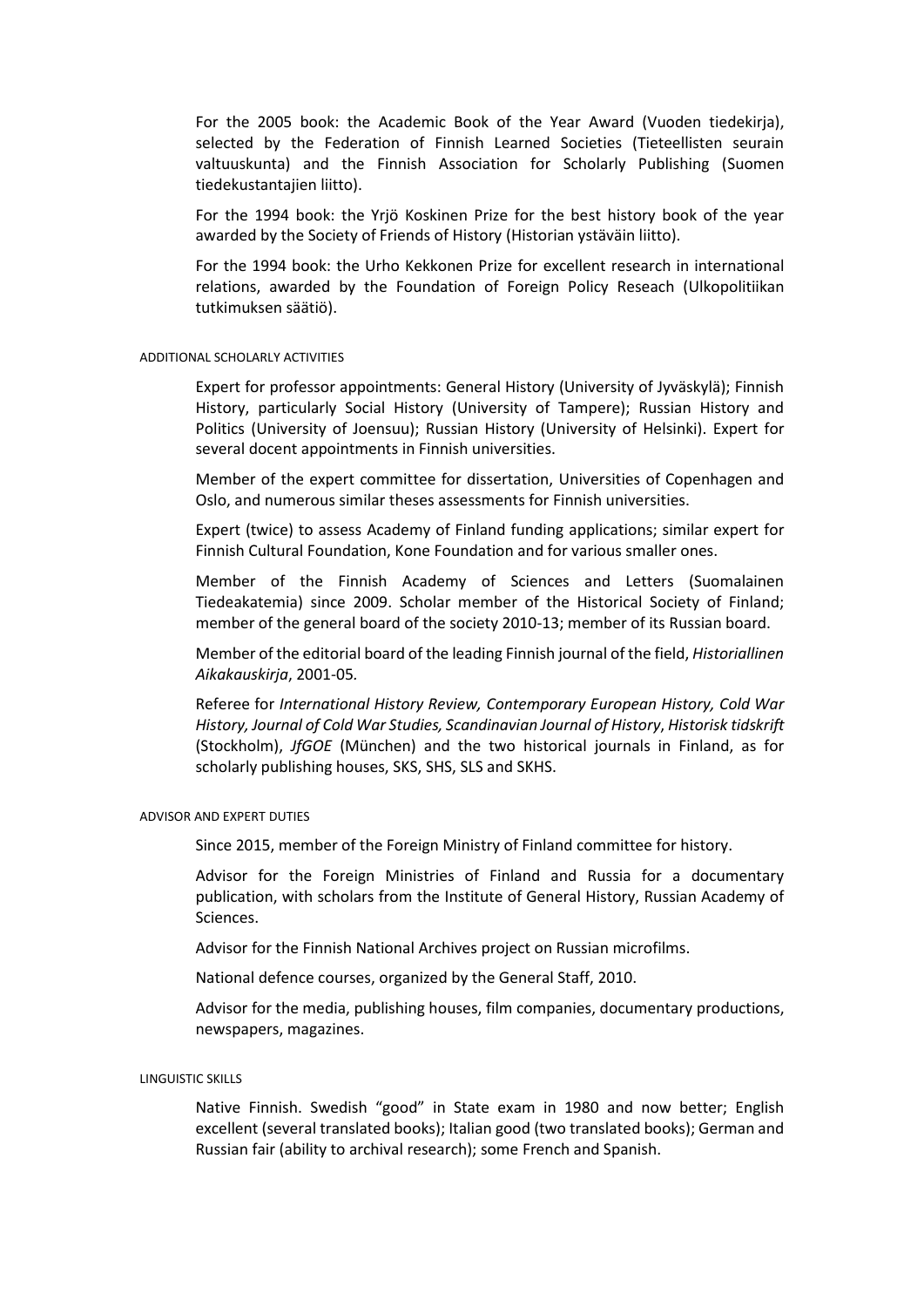For the 2005 book: the Academic Book of the Year Award (Vuoden tiedekirja), selected by the Federation of Finnish Learned Societies (Tieteellisten seurain valtuuskunta) and the Finnish Association for Scholarly Publishing (Suomen tiedekustantajien liitto).

For the 1994 book: the Yrjö Koskinen Prize for the best history book of the year awarded by the Society of Friends of History (Historian ystäväin liitto).

For the 1994 book: the Urho Kekkonen Prize for excellent research in international relations, awarded by the Foundation of Foreign Policy Reseach (Ulkopolitiikan tutkimuksen säätiö).

###### ADDITIONAL SCHOLARLY ACTIVITIES

Expert for professor appointments: General History (University of Jyväskylä); Finnish History, particularly Social History (University of Tampere); Russian History and Politics (University of Joensuu); Russian History (University of Helsinki). Expert for several docent appointments in Finnish universities.

Member of the expert committee for dissertation, Universities of Copenhagen and Oslo, and numerous similar theses assessments for Finnish universities.

Expert (twice) to assess Academy of Finland funding applications; similar expert for Finnish Cultural Foundation, Kone Foundation and for various smaller ones.

Member of the Finnish Academy of Sciences and Letters (Suomalainen Tiedeakatemia) since 2009. Scholar member of the Historical Society of Finland; member of the general board of the society 2010-13; member of its Russian board.

Member of the editorial board of the leading Finnish journal of the field, *Historiallinen Aikakauskirja*, 2001-05.

Referee for *International History Review, Contemporary European History, Cold War History, Journal of Cold War Studies, Scandinavian Journal of History*, *Historisk tidskrift* (Stockholm), *JfGOE* (München) and the two historical journals in Finland, as for scholarly publishing houses, SKS, SHS, SLS and SKHS.

###### ADVISOR AND EXPERT DUTIES

Since 2015, member of the Foreign Ministry of Finland committee for history.

Advisor for the Foreign Ministries of Finland and Russia for a documentary publication, with scholars from the Institute of General History, Russian Academy of Sciences.

Advisor for the Finnish National Archives project on Russian microfilms.

National defence courses, organized by the General Staff, 2010.

Advisor for the media, publishing houses, film companies, documentary productions, newspapers, magazines.

###### LINGUISTIC SKILLS

Native Finnish. Swedish "good" in State exam in 1980 and now better; English excellent (several translated books); Italian good (two translated books); German and Russian fair (ability to archival research); some French and Spanish.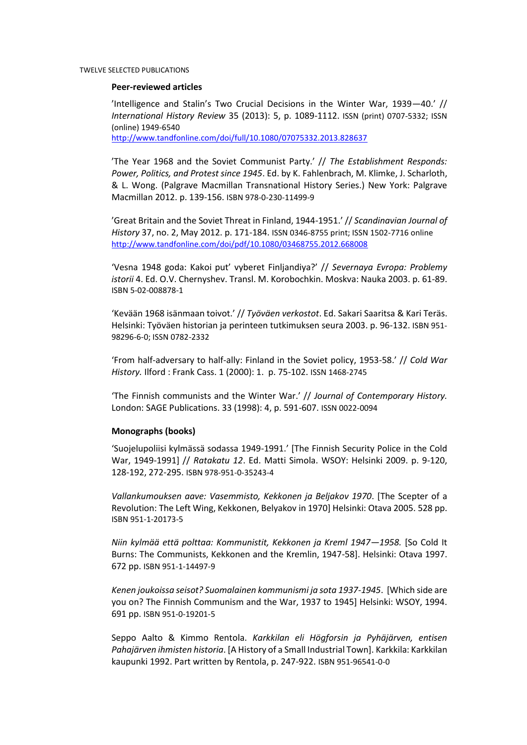TWELVE SELECTED PUBLICATIONS

**Peer-reviewed articles**

'Intelligence and Stalin's Two Crucial Decisions in the Winter War, 1939—40.' // *International History Review* 35 (2013): 5, p. 1089-1112. ISSN (print) 0707-5332; ISSN (online) 1949-6540
http://www.tandfonline.com/doi/full/10.1080/07075332.2013.828637

'The Year 1968 and the Soviet Communist Party.' // *The Establishment Responds: Power, Politics, and Protest since 1945*. Ed. by K. Fahlenbrach, M. Klimke, J. Scharloth, & L. Wong. (Palgrave Macmillan Transnational History Series.) New York: Palgrave Macmillan 2012. p. 139-156. ISBN 978-0-230-11499-9

'Great Britain and the Soviet Threat in Finland, 1944-1951.' // *Scandinavian Journal of History* 37, no. 2, May 2012. p. 171-184. ISSN 0346-8755 print; ISSN 1502-7716 online
http://www.tandfonline.com/doi/pdf/10.1080/03468755.2012.668008

'Vesna 1948 goda: Kakoi put' vyberet Finljandiya?' // *Severnaya Evropa: Problemy istorii* 4. Ed. O.V. Chernyshev. Transl. M. Korobochkin. Moskva: Nauka 2003. p. 61-89. ISBN 5-02-008878-1

'Kevään 1968 isänmaan toivot.' // *Työväen verkostot*. Ed. Sakari Saaritsa & Kari Teräs. Helsinki: Työväen historian ja perinteen tutkimuksen seura 2003. p. 96-132. ISBN 951-98296-6-0; ISSN 0782-2332

'From half-adversary to half-ally: Finland in the Soviet policy, 1953-58.' // *Cold War History.* Ilford : Frank Cass. 1 (2000): 1. p. 75-102. ISSN 1468-2745

'The Finnish communists and the Winter War.' // *Journal of Contemporary History.* London: SAGE Publications. 33 (1998): 4, p. 591-607. ISSN 0022-0094

**Monographs (books)**

'Suojelupoliisi kylmässä sodassa 1949-1991.' [The Finnish Security Police in the Cold War, 1949-1991] // *Ratakatu 12*. Ed. Matti Simola. WSOY: Helsinki 2009. p. 9-120, 128-192, 272-295. ISBN 978-951-0-35243-4

*Vallankumouksen aave: Vasemmisto, Kekkonen ja Beljakov 1970*. [The Scepter of a Revolution: The Left Wing, Kekkonen, Belyakov in 1970] Helsinki: Otava 2005. 528 pp. ISBN 951-1-20173-5

*Niin kylmää että polttaa: Kommunistit, Kekkonen ja Kreml 1947—1958.* [So Cold It Burns: The Communists, Kekkonen and the Kremlin, 1947-58]. Helsinki: Otava 1997. 672 pp. ISBN 951-1-14497-9

*Kenen joukoissa seisot? Suomalainen kommunismi ja sota 1937-1945*. [Which side are you on? The Finnish Communism and the War, 1937 to 1945] Helsinki: WSOY, 1994. 691 pp. ISBN 951-0-19201-5

Seppo Aalto & Kimmo Rentola. *Karkkilan eli Högforsin ja Pyhäjärven, entisen Pahajärven ihmisten historia*. [A History of a Small Industrial Town]. Karkkila: Karkkilan kaupunki 1992. Part written by Rentola, p. 247-922. ISBN 951-96541-0-0